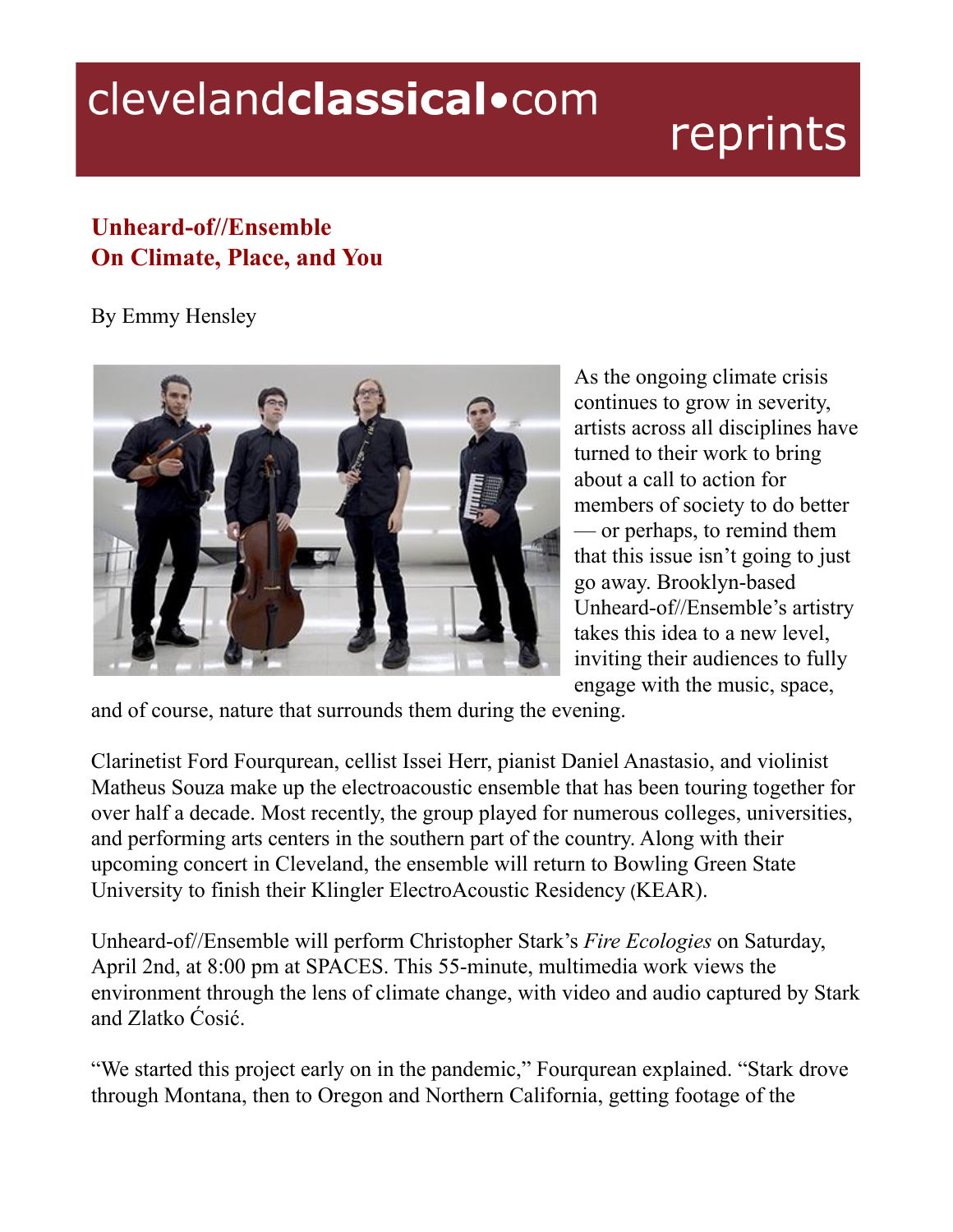# Unheard-of//Ensemble
## On Climate, Place, and You

By Emmy Hensley

As the ongoing climate crisis continues to grow in severity, artists across all disciplines have turned to their work to bring about a call to action for members of society to do better — or perhaps, to remind them that this issue isn't going to just go away. Brooklyn-based Unheard-of//Ensemble's artistry takes this idea to a new level, inviting their audiences to fully engage with the music, space, and of course, nature that surrounds them during the evening.

Clarinetist Ford Fourqurean, cellist Issei Herr, pianist Daniel Anastasio, and violinist Matheus Souza make up the electroacoustic ensemble that has been touring together for over half a decade. Most recently, the group played for numerous colleges, universities, and performing arts centers in the southern part of the country. Along with their upcoming concert in Cleveland, the ensemble will return to Bowling Green State University to finish their Klingler ElectroAcoustic Residency (KEAR).

Unheard-of//Ensemble will perform Christopher Stark's *Fire Ecologies* on Saturday, April 2nd, at 8:00 pm at SPACES. This 55-minute, multimedia work views the environment through the lens of climate change, with video and audio captured by Stark and Zlatko Ćosić.

"We started this project early on in the pandemic," Fourqurean explained. "Stark drove through Montana, then to Oregon and Northern California, getting footage of the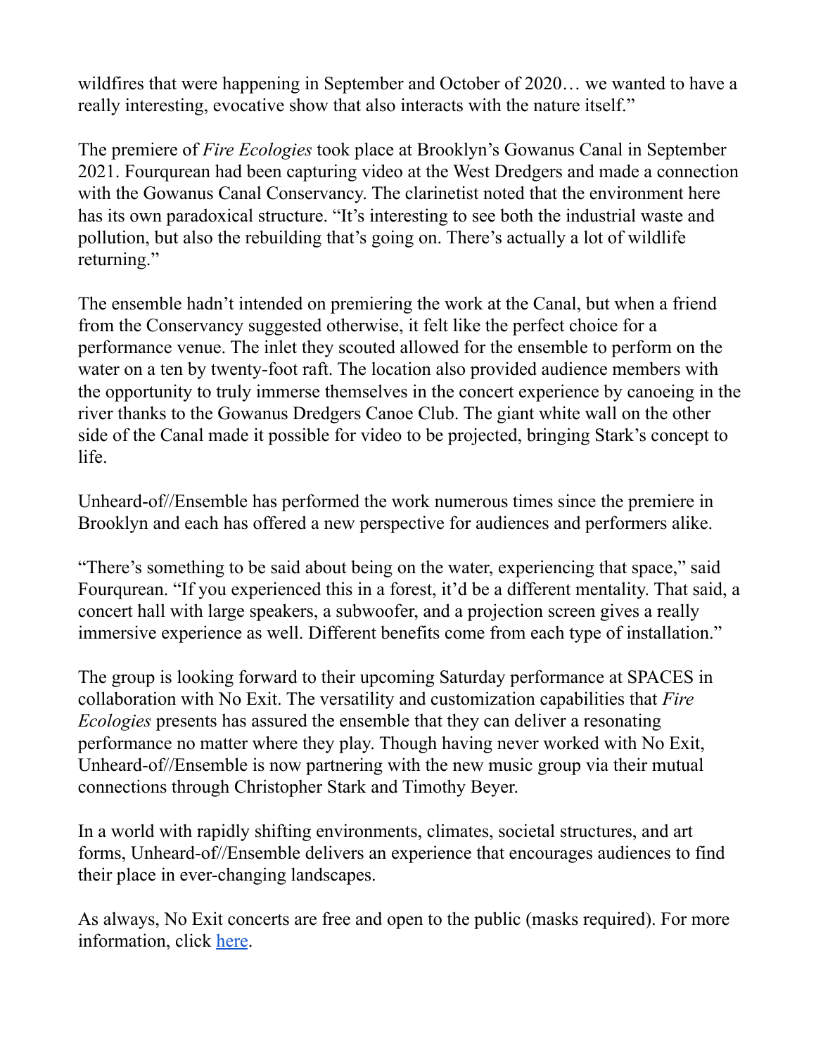wildfires that were happening in September and October of 2020… we wanted to have a really interesting, evocative show that also interacts with the nature itself."

The premiere of *Fire Ecologies* took place at Brooklyn's Gowanus Canal in September 2021. Fourqurean had been capturing video at the West Dredgers and made a connection with the Gowanus Canal Conservancy. The clarinetist noted that the environment here has its own paradoxical structure. "It's interesting to see both the industrial waste and pollution, but also the rebuilding that's going on. There's actually a lot of wildlife returning."

The ensemble hadn't intended on premiering the work at the Canal, but when a friend from the Conservancy suggested otherwise, it felt like the perfect choice for a performance venue. The inlet they scouted allowed for the ensemble to perform on the water on a ten by twenty-foot raft. The location also provided audience members with the opportunity to truly immerse themselves in the concert experience by canoeing in the river thanks to the Gowanus Dredgers Canoe Club. The giant white wall on the other side of the Canal made it possible for video to be projected, bringing Stark's concept to life.

Unheard-of//Ensemble has performed the work numerous times since the premiere in Brooklyn and each has offered a new perspective for audiences and performers alike.

"There's something to be said about being on the water, experiencing that space," said Fourqurean. "If you experienced this in a forest, it'd be a different mentality. That said, a concert hall with large speakers, a subwoofer, and a projection screen gives a really immersive experience as well. Different benefits come from each type of installation."

The group is looking forward to their upcoming Saturday performance at SPACES in collaboration with No Exit. The versatility and customization capabilities that *Fire Ecologies* presents has assured the ensemble that they can deliver a resonating performance no matter where they play. Though having never worked with No Exit, Unheard-of//Ensemble is now partnering with the new music group via their mutual connections through Christopher Stark and Timothy Beyer.

In a world with rapidly shifting environments, climates, societal structures, and art forms, Unheard-of//Ensemble delivers an experience that encourages audiences to find their place in ever-changing landscapes.

As always, No Exit concerts are free and open to the public (masks required). For more information, click [here](#).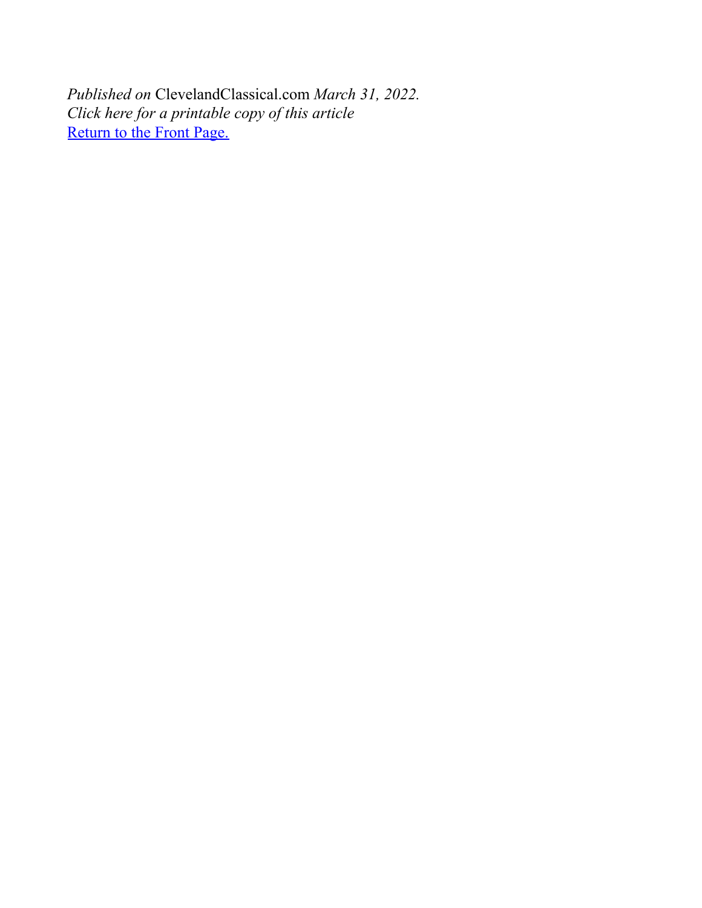*Published on* ClevelandClassical.com *March 31, 2022.*
*Click here for a printable copy of this article*
[Return to the Front Page.]